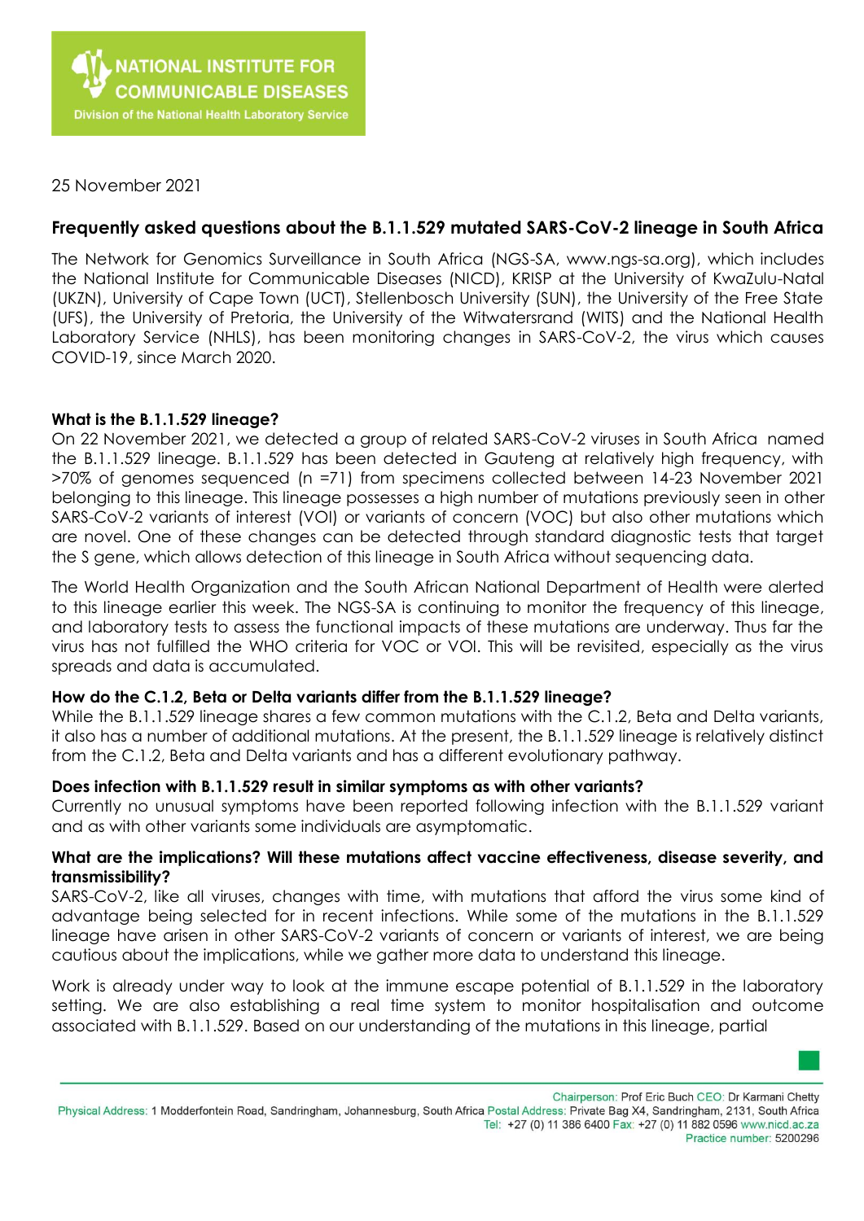NATIONAL INSTITUTE FOR COMMUNICABLE DISEASES

Division of the National Health Laboratory Service

25 November 2021

## Frequently asked questions about the B.1.1.529 mutated SARS-CoV-2 lineage in South Africa

The Network for Genomics Surveillance in South Africa (NGS-SA, www.ngs-sa.org), which includes the National Institute for Communicable Diseases (NICD), KRISP at the University of KwaZulu-Natal (UKZN), University of Cape Town (UCT), Stellenbosch University (SUN), the University of the Free State (UFS), the University of Pretoria, the University of the Witwatersrand (WITS) and the National Health Laboratory Service (NHLS), has been monitoring changes in SARS-CoV-2, the virus which causes COVID-19, since March 2020.

### What is the B.1.1.529 lineage?

On 22 November 2021, we detected a group of related SARS-CoV-2 viruses in South Africa named the B.1.1.529 lineage. B.1.1.529 has been detected in Gauteng at relatively high frequency, with >70% of genomes sequenced (n =71) from specimens collected between 14-23 November 2021 belonging to this lineage. This lineage possesses a high number of mutations previously seen in other SARS-CoV-2 variants of interest (VOI) or variants of concern (VOC) but also other mutations which are novel. One of these changes can be detected through standard diagnostic tests that target the S gene, which allows detection of this lineage in South Africa without sequencing data.

The World Health Organization and the South African National Department of Health were alerted to this lineage earlier this week. The NGS-SA is continuing to monitor the frequency of this lineage, and laboratory tests to assess the functional impacts of these mutations are underway. Thus far the virus has not fulfilled the WHO criteria for VOC or VOI. This will be revisited, especially as the virus spreads and data is accumulated.

### How do the C.1.2, Beta or Delta variants differ from the B.1.1.529 lineage?

While the B.1.1.529 lineage shares a few common mutations with the C.1.2, Beta and Delta variants, it also has a number of additional mutations. At the present, the B.1.1.529 lineage is relatively distinct from the C.1.2, Beta and Delta variants and has a different evolutionary pathway.

### Does infection with B.1.1.529 result in similar symptoms as with other variants?

Currently no unusual symptoms have been reported following infection with the B.1.1.529 variant and as with other variants some individuals are asymptomatic.

### What are the implications? Will these mutations affect vaccine effectiveness, disease severity, and transmissibility?

SARS-CoV-2, like all viruses, changes with time, with mutations that afford the virus some kind of advantage being selected for in recent infections. While some of the mutations in the B.1.1.529 lineage have arisen in other SARS-CoV-2 variants of concern or variants of interest, we are being cautious about the implications, while we gather more data to understand this lineage.

Work is already under way to look at the immune escape potential of B.1.1.529 in the laboratory setting. We are also establishing a real time system to monitor hospitalisation and outcome associated with B.1.1.529. Based on our understanding of the mutations in this lineage, partial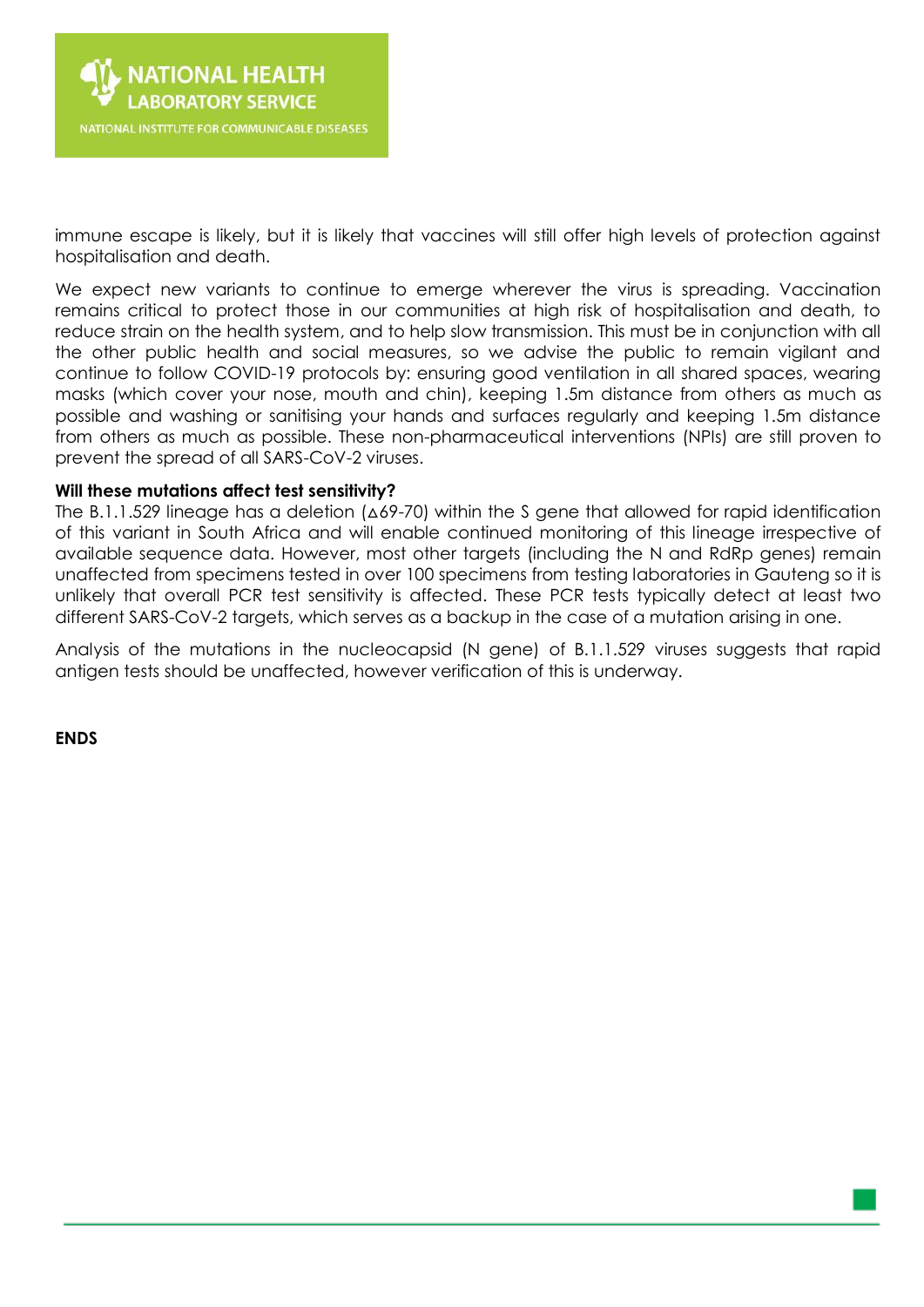immune escape is likely, but it is likely that vaccines will still offer high levels of protection against hospitalisation and death.

We expect new variants to continue to emerge wherever the virus is spreading. Vaccination remains critical to protect those in our communities at high risk of hospitalisation and death, to reduce strain on the health system, and to help slow transmission. This must be in conjunction with all the other public health and social measures, so we advise the public to remain vigilant and continue to follow COVID-19 protocols by: ensuring good ventilation in all shared spaces, wearing masks (which cover your nose, mouth and chin), keeping 1.5m distance from others as much as possible and washing or sanitising your hands and surfaces regularly and keeping 1.5m distance from others as much as possible. These non-pharmaceutical interventions (NPIs) are still proven to prevent the spread of all SARS-CoV-2 viruses.

**Will these mutations affect test sensitivity?**

The B.1.1.529 lineage has a deletion (∆69-70) within the S gene that allowed for rapid identification of this variant in South Africa and will enable continued monitoring of this lineage irrespective of available sequence data. However, most other targets (including the N and RdRp genes) remain unaffected from specimens tested in over 100 specimens from testing laboratories in Gauteng so it is unlikely that overall PCR test sensitivity is affected. These PCR tests typically detect at least two different SARS-CoV-2 targets, which serves as a backup in the case of a mutation arising in one.

Analysis of the mutations in the nucleocapsid (N gene) of B.1.1.529 viruses suggests that rapid antigen tests should be unaffected, however verification of this is underway.

**ENDS**